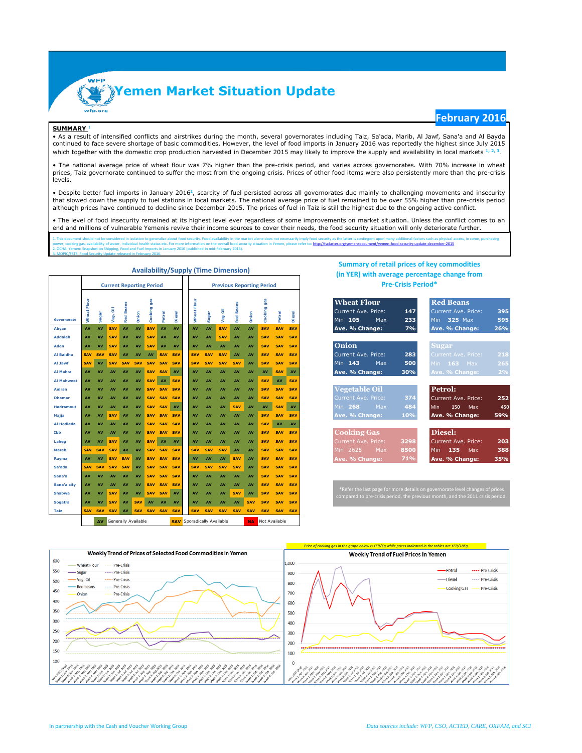# Yemen Market Situation Update

**February 2016**

## SUMMARY [1]

• As a result of intensified conflicts and airstrikes during the month, several governorates including Taiz, Sa'ada, Marib, Al Jawf, Sana'a and Al Bayda continued to face severe shortage of basic commodities. However, the level of food imports in January 2016 was reportedly the highest since July 2015 which together with the domestic crop production harvested in December 2015 may likely to improve the supply and availability in local markets [1, 2, 3].

• The national average price of wheat flour was 7% higher than the pre-crisis period, and varies across governorates. With 70% increase in wheat prices, Taiz governorate continued to suffer the most from the ongoing crisis. Prices of other food items were also persistently more than the pre-crisis levels.

• Despite better fuel imports in January 2016[2], scarcity of fuel persisted across all governorates due mainly to challenging movements and insecurity that slowed down the supply to fuel stations in local markets. The national average price of fuel remained to be over 55% higher than pre-crisis period although prices have continued to decline since December 2015. The prices of fuel in Taiz is still the highest due to the ongoing active conflict.

• The level of food insecurity remained at its highest level ever regardless of some improvements on market situation. Unless the conflict comes to an end and millions of vulnerable Yemenis revive their income sources to cover their needs, the food security situation will only deteriorate further.

1. This document should not be considered in isolation to generalize about food security. Food availability in the market alone does not necessarily imply food security as the latter is contingent upon many additional factors such as physical access, in come, purchasing power, cooking gas, availability of water, individual health status etc. For more information on the overall food security situation in Yemen, please refer to: http://fscluster.org/yemen/document/yemen-food-security-update-december-2015
2. OCHA: Yemen: Snapshot on Shipping, Food and Fuel Imports in January 2016 (published in mid-February 2016).
3. MOPIC/FSTS: Food Security Update released in February 2016.

## Availability/Supply (Time Dimension)

| Governorate | Current Reporting Period | | | | | | | | Previous Reporting Period | | | | | | | |
|---|---|---|---|---|---|---|---|---|---|---|---|---|---|---|---|---|
| | Wheat Flour | Sugar | Veg. Oil | Red Beans | Onion | Cooking gas | Petrol | Diesel | Wheat Flour | Sugar | Veg Oil | Red Beans | Onion | Cooking gas | Petrol | Diesel |
| Abyan | AV | AV | SAV | AV | AV | SAV | AV | AV | AV | AV | SAV | AV | AV | SAV | SAV | SAV |
| Addaleh | AV | AV | SAV | AV | AV | SAV | AV | AV | AV | AV | SAV | AV | AV | SAV | SAV | SAV |
| Aden | AV | AV | SAV | AV | AV | SAV | AV | AV | AV | AV | AV | AV | AV | SAV | SAV | SAV |
| Al Baidha | SAV | SAV | SAV | AV | AV | AV | SAV | SAV | SAV | SAV | SAV | AV | AV | SAV | SAV | SAV |
| Al Jawf | SAV | AV | SAV | SAV | SAV | SAV | SAV | SAV | SAV | SAV | SAV | SAV | AV | SAV | SAV | SAV |
| Al Mahra | AV | AV | AV | AV | AV | SAV | SAV | AV | AV | AV | AV | AV | AV | AV | SAV | AV |
| Al Mahweet | AV | AV | AV | AV | AV | SAV | AV | SAV | AV | AV | AV | AV | AV | SAV | AV | SAV |
| Amran | AV | AV | AV | AV | AV | SAV | SAV | SAV | AV | AV | AV | AV | AV | SAV | SAV | SAV |
| Dhamar | AV | AV | AV | AV | AV | SAV | SAV | SAV | AV | AV | AV | AV | AV | SAV | SAV | SAV |
| Hadramout | AV | AV | AV | AV | AV | SAV | SAV | AV | AV | AV | AV | SAV | AV | AV | SAV | AV |
| Hajja | AV | AV | SAV | AV | AV | SAV | SAV | SAV | AV | AV | AV | AV | AV | SAV | SAV | SAV |
| Al Hodieda | AV | AV | AV | AV | AV | SAV | SAV | SAV | AV | AV | AV | AV | AV | SAV | AV | AV |
| Ibb | AV | AV | AV | AV | AV | SAV | SAV | SAV | AV | AV | AV | AV | AV | SAV | SAV | SAV |
| Laheg | AV | AV | SAV | AV | AV | SAV | AV | AV | AV | AV | AV | AV | AV | SAV | SAV | SAV |
| Mareb | SAV | SAV | SAV | AV | AV | SAV | SAV | SAV | SAV | SAV | SAV | AV | AV | SAV | SAV | SAV |
| Rayma | AV | AV | SAV | SAV | AV | SAV | SAV | SAV | AV | AV | AV | SAV | AV | SAV | SAV | SAV |
| Sa'ada | SAV | SAV | SAV | SAV | AV | SAV | SAV | SAV | SAV | SAV | SAV | SAV | AV | SAV | SAV | SAV |
| Sana'a | AV | AV | AV | AV | AV | SAV | SAV | SAV | AV | AV | AV | AV | AV | SAV | SAV | SAV |
| Sana'a city | AV | AV | AV | AV | AV | SAV | SAV | SAV | AV | AV | AV | AV | AV | SAV | SAV | SAV |
| Shabwa | AV | AV | SAV | AV | AV | SAV | SAV | AV | AV | AV | AV | SAV | AV | SAV | SAV | SAV |
| Soqatra | AV | AV | SAV | AV | SAV | AV | AV | AV | AV | AV | AV | AV | SAV | SAV | SAV | SAV |
| Taiz | SAV | SAV | SAV | AV | SAV | SAV | SAV | SAV | SAV | SAV | SAV | SAV | SAV | SAV | SAV | SAV |

AV = Generally Available; SAV = Sporadically Available; NA = Not Available

## Summary of retail prices of key commodities (in YER) with average percentage change from Pre-Crisis Period*

| Commodity | Current Ave. Price | Min | Max | Ave. % Change |
|---|---|---|---|---|
| Wheat Flour | 147 | 105 | 233 | 7% |
| Red Beans | 395 | 325 | 595 | 26% |
| Onion | 283 | 143 | 500 | 30% |
| Sugar | 218 | 163 | 265 | 2% |
| Vegetable Oil | 374 | 268 | 484 | 10% |
| Petrol | 252 | 150 | 450 | 59% |
| Cooking Gas | 3298 | 2625 | 8500 | 71% |
| Diesel | 203 | 135 | 388 | 35% |

*Refer the last page for more details on governorate level changes of prices compared to pre-crisis period, the previous month, and the 2011 crisis period.

**Weekly Trend of Prices of Selected Food Commodities in Yemen**

*Price of cooking gas in the graph below is YER/Kg while prices indicated in the tables are YER/18Kg*

**Weekly Trend of Fuel Prices in Yemen**

In partnership with the Cash and Voucher Working Group

*Data sources include: WFP, CSO, ACTED, CARE, OXFAM, and SCI*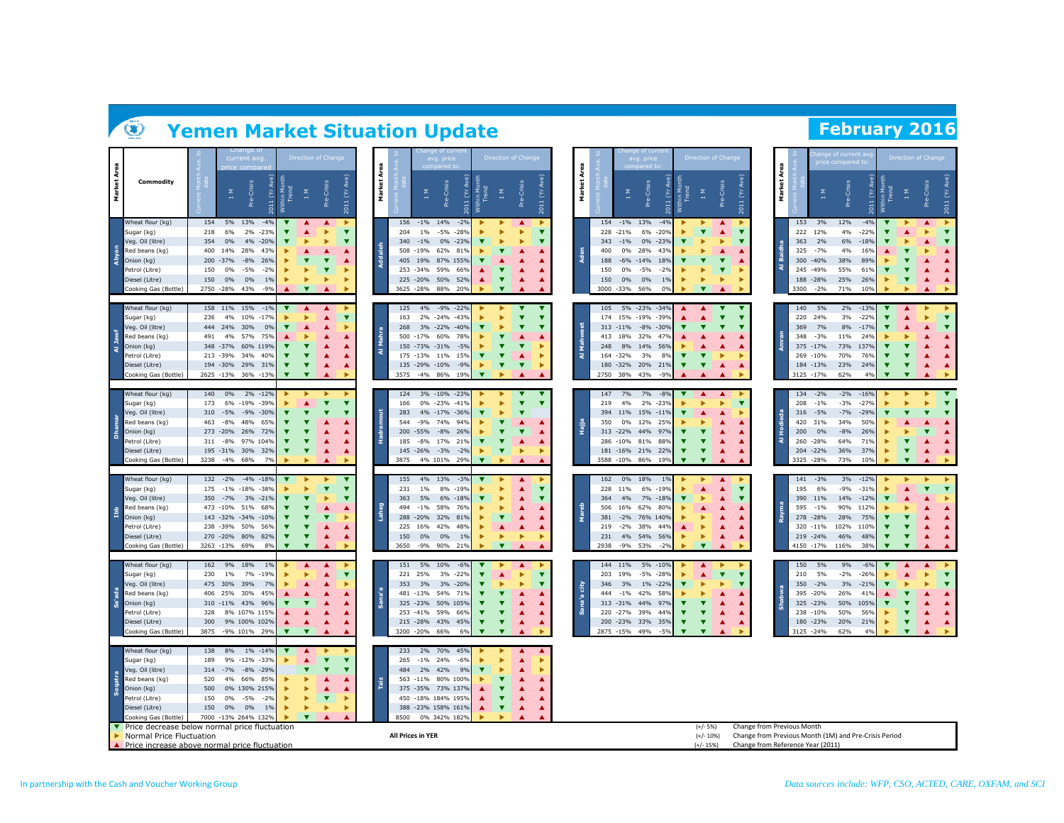# Yemen Market Situation Update

## February 2016

| Market Area | Commodity | Current Month Ave. to date | Change of current avg. price compared to: 1 M | Pre-Crisis | 2011 (Yr Ave) |
|---|---|---|---|---|---|
| Abyan | Wheat flour (kg) | 154 | 5% | 13% | -4% |
| | Sugar (kg) | 218 | 6% | 2% | -23% |
| | Veg. Oil (litre) | 354 | 0% | 4% | -20% |
| | Red beans (kg) | 400 | 14% | 28% | 43% |
| | Onion (kg) | 200 | -37% | -8% | 26% |
| | Petrol (Litre) | 150 | 0% | -5% | -2% |
| | Diesel (Litre) | 150 | 0% | 0% | 1% |
| | Cooking Gas (Bottle) | 2750 | -28% | 43% | -9% |
| Al Jawf | Wheat flour (kg) | 158 | 11% | 15% | -1% |
| | Sugar (kg) | 236 | 4% | 10% | -17% |
| | Veg. Oil (litre) | 444 | 24% | 30% | 0% |
| | Red beans (kg) | 491 | 4% | 57% | 75% |
| | Onion (kg) | 348 | -37% | 60% | 119% |
| | Petrol (Litre) | 213 | -39% | 34% | 40% |
| | Diesel (Litre) | 194 | -30% | 29% | 31% |
| | Cooking Gas (Bottle) | 2625 | -13% | 36% | -13% |
| Dhamar | Wheat flour (kg) | 140 | 0% | 2% | -12% |
| | Sugar (kg) | 173 | 6% | -19% | -39% |
| | Veg. Oil (litre) | 310 | -5% | -9% | -30% |
| | Red beans (kg) | 463 | -8% | 48% | 65% |
| | Onion (kg) | 273 | -20% | 26% | 72% |
| | Petrol (Litre) | 311 | -8% | 97% | 104% |
| | Diesel (Litre) | 195 | -31% | 30% | 32% |
| | Cooking Gas (Bottle) | 3238 | -4% | 68% | 7% |
| Ibb | Wheat flour (kg) | 132 | -2% | -4% | -18% |
| | Sugar (kg) | 175 | -1% | -18% | -38% |
| | Veg. Oil (litre) | 350 | -7% | 3% | -21% |
| | Red beans (kg) | 473 | -10% | 51% | 68% |
| | Onion (kg) | 143 | -32% | -34% | -10% |
| | Petrol (Litre) | 238 | -39% | 50% | 56% |
| | Diesel (Litre) | 270 | -20% | 80% | 82% |
| | Cooking Gas (Bottle) | 3263 | -13% | 69% | 8% |
| Sa'ada | Wheat flour (kg) | 162 | 9% | 18% | 1% |
| | Sugar (kg) | 230 | 1% | 7% | -19% |
| | Veg. Oil (litre) | 475 | 30% | 39% | 7% |
| | Red beans (kg) | 406 | 25% | 30% | 45% |
| | Onion (kg) | 310 | -11% | 43% | 96% |
| | Petrol (Litre) | 328 | 8% | 107% | 115% |
| | Diesel (Litre) | 300 | 9% | 100% | 102% |
| | Cooking Gas (Bottle) | 3875 | -9% | 101% | 29% |
| Soqatra | Wheat flour (kg) | 138 | 8% | 1% | -14% |
| | Sugar (kg) | 189 | 9% | -12% | -33% |
| | Veg. Oil (litre) | 314 | -7% | -8% | -29% |
| | Red beans (kg) | 520 | 4% | 66% | 85% |
| | Onion (kg) | 500 | 0% | 130% | 215% |
| | Petrol (Litre) | 150 | 0% | -5% | -2% |
| | Diesel (Litre) | 150 | 0% | 0% | 1% |
| | Cooking Gas (Bottle) | 7000 | -13% | 264% | 132% |
| Addaleh | Wheat flour (kg) | 156 | -1% | 14% | -2% |
| | Sugar (kg) | 204 | 1% | -5% | -28% |
| | Veg. Oil (litre) | 340 | -1% | 0% | -23% |
| | Red beans (kg) | 508 | -19% | 62% | 81% |
| | Onion (kg) | 405 | 19% | 87% | 155% |
| | Petrol (Litre) | 253 | -34% | 59% | 66% |
| | Diesel (Litre) | 225 | -20% | 50% | 52% |
| | Cooking Gas (Bottle) | 3625 | -28% | 88% | 20% |
| Al Mahra | Wheat flour (kg) | 125 | 4% | -9% | -22% |
| | Sugar (kg) | 163 | 2% | -24% | -43% |
| | Veg. Oil (litre) | 268 | 3% | -22% | -40% |
| | Red beans (kg) | 500 | -17% | 60% | 78% |
| | Onion (kg) | 150 | -73% | -31% | -5% |
| | Petrol (Litre) | 175 | -13% | 11% | 15% |
| | Diesel (Litre) | 135 | -29% | -10% | -9% |
| | Cooking Gas (Bottle) | 3575 | -4% | 86% | 19% |
| Hadramout | Wheat flour (kg) | 124 | 3% | -10% | -23% |
| | Sugar (kg) | 166 | 0% | -23% | -41% |
| | Veg. Oil (litre) | 283 | 4% | -17% | -36% |
| | Red beans (kg) | 544 | -9% | 74% | 94% |
| | Onion (kg) | 200 | -55% | -8% | 26% |
| | Petrol (Litre) | 185 | -8% | 17% | 21% |
| | Diesel (Litre) | 145 | -26% | -3% | -2% |
| | Cooking Gas (Bottle) | 3875 | 4% | 101% | 29% |
| Laheg | Wheat flour (kg) | 155 | 4% | 13% | -3% |
| | Sugar (kg) | 231 | 1% | 8% | -19% |
| | Veg. Oil (litre) | 363 | 5% | 6% | -18% |
| | Red beans (kg) | 494 | -1% | 58% | 76% |
| | Onion (kg) | 288 | -20% | 32% | 81% |
| | Petrol (Litre) | 225 | 16% | 42% | 48% |
| | Diesel (Litre) | 150 | 0% | 0% | 1% |
| | Cooking Gas (Bottle) | 3650 | -9% | 90% | 21% |
| Sana'a | Wheat flour (kg) | 151 | 5% | 10% | -6% |
| | Sugar (kg) | 221 | 25% | 3% | -22% |
| | Veg. Oil (litre) | 353 | 3% | 3% | -20% |
| | Red beans (kg) | 481 | -13% | 54% | 71% |
| | Onion (kg) | 325 | -23% | 50% | 105% |
| | Petrol (Litre) | 253 | -41% | 59% | 66% |
| | Diesel (Litre) | 215 | -28% | 43% | 45% |
| | Cooking Gas (Bottle) | 3200 | -20% | 66% | 6% |
| Taiz | Wheat flour (kg) | 233 | 2% | 70% | 45% |
| | Sugar (kg) | 265 | -1% | 24% | -6% |
| | Veg. Oil (litre) | 484 | 2% | 42% | 9% |
| | Red beans (kg) | 563 | -11% | 80% | 100% |
| | Onion (kg) | 375 | -35% | 73% | 137% |
| | Petrol (Litre) | 450 | -18% | 184% | 195% |
| | Diesel (Litre) | 388 | -23% | 158% | 161% |
| | Cooking Gas (Bottle) | 8500 | 0% | 342% | 182% |
| Aden | Wheat flour (kg) | 154 | -1% | 13% | -4% |
| | Sugar (kg) | 228 | -21% | 6% | -20% |
| | Veg. Oil (litre) | 343 | -1% | 0% | -23% |
| | Red beans (kg) | 400 | 0% | 28% | 43% |
| | Onion (kg) | 188 | -6% | -14% | 18% |
| | Petrol (Litre) | 150 | 0% | -5% | -2% |
| | Diesel (Litre) | 150 | 0% | 0% | 1% |
| | Cooking Gas (Bottle) | 3000 | -33% | 56% | 0% |
| Al Mahweet | Wheat flour (kg) | 105 | 5% | -23% | -34% |
| | Sugar (kg) | 174 | 15% | -19% | -39% |
| | Veg. Oil (litre) | 313 | -11% | -8% | -30% |
| | Red beans (kg) | 413 | 18% | 32% | 47% |
| | Onion (kg) | 248 | 8% | 14% | 56% |
| | Petrol (Litre) | 164 | -32% | 3% | 8% |
| | Diesel (Litre) | 180 | -32% | 20% | 21% |
| | Cooking Gas (Bottle) | 2750 | 38% | 43% | -9% |
| Hajja | Wheat flour (kg) | 147 | 7% | 7% | -8% |
| | Sugar (kg) | 219 | 4% | 2% | -23% |
| | Veg. Oil (litre) | 394 | 11% | 15% | -11% |
| | Red beans (kg) | 350 | 0% | 12% | 25% |
| | Onion (kg) | 313 | -22% | 44% | 97% |
| | Petrol (Litre) | 286 | -10% | 81% | 88% |
| | Diesel (Litre) | 181 | -16% | 21% | 22% |
| | Cooking Gas (Bottle) | 3588 | -10% | 86% | 19% |
| Mareb | Wheat flour (kg) | 162 | 0% | 18% | 1% |
| | Sugar (kg) | 228 | 11% | 6% | -19% |
| | Veg. Oil (litre) | 364 | 4% | 7% | -18% |
| | Red beans (kg) | 506 | 16% | 62% | 80% |
| | Onion (kg) | 381 | -2% | 76% | 140% |
| | Petrol (Litre) | 219 | -2% | 38% | 44% |
| | Diesel (Litre) | 231 | 4% | 54% | 56% |
| | Cooking Gas (Bottle) | 2938 | -9% | 53% | -2% |
| Sana'a city | Wheat flour (kg) | 144 | 11% | 5% | -10% |
| | Sugar (kg) | 203 | 19% | -5% | -28% |
| | Veg. Oil (litre) | 346 | 3% | 1% | -22% |
| | Red beans (kg) | 444 | -1% | 42% | 58% |
| | Onion (kg) | 313 | -31% | 44% | 97% |
| | Petrol (Litre) | 220 | -27% | 39% | 44% |
| | Diesel (Litre) | 200 | -23% | 33% | 35% |
| | Cooking Gas (Bottle) | 2875 | -15% | 49% | -5% |
| Al Baidha | Wheat flour (kg) | 153 | 3% | 12% | -4% |
| | Sugar (kg) | 222 | 12% | 4% | -22% |
| | Veg. Oil (litre) | 363 | 2% | 6% | -18% |
| | Red beans (kg) | 325 | -7% | 4% | 16% |
| | Onion (kg) | 300 | -40% | 38% | 89% |
| | Petrol (Litre) | 245 | -49% | 55% | 61% |
| | Diesel (Litre) | 188 | -28% | 25% | 26% |
| | Cooking Gas (Bottle) | 3300 | -2% | 71% | 10% |
| Amran | Wheat flour (kg) | 140 | 5% | 2% | -13% |
| | Sugar (kg) | 220 | 24% | 3% | -22% |
| | Veg. Oil (litre) | 369 | 7% | 8% | -17% |
| | Red beans (kg) | 348 | -3% | 11% | 24% |
| | Onion (kg) | 375 | -17% | 73% | 137% |
| | Petrol (Litre) | 269 | -10% | 70% | 76% |
| | Diesel (Litre) | 184 | -13% | 23% | 24% |
| | Cooking Gas (Bottle) | 3125 | -17% | 62% | 4% |
| Al Hodieda | Wheat flour (kg) | 134 | -2% | -2% | -16% |
| | Sugar (kg) | 208 | -1% | -3% | -27% |
| | Veg. Oil (litre) | 316 | -5% | -7% | -29% |
| | Red beans (kg) | 420 | 31% | 34% | 50% |
| | Onion (kg) | 200 | 0% | -8% | 26% |
| | Petrol (Litre) | 260 | -28% | 64% | 71% |
| | Diesel (Litre) | 204 | -22% | 36% | 37% |
| | Cooking Gas (Bottle) | 3325 | -28% | 73% | 10% |
| Rayma | Wheat flour (kg) | 141 | -3% | 3% | -12% |
| | Sugar (kg) | 195 | 6% | -9% | -31% |
| | Veg. Oil (litre) | 390 | 11% | 14% | -12% |
| | Red beans (kg) | 595 | -1% | 90% | 112% |
| | Onion (kg) | 278 | -28% | 28% | 75% |
| | Petrol (Litre) | 320 | -11% | 102% | 110% |
| | Diesel (Litre) | 219 | -24% | 46% | 48% |
| | Cooking Gas (Bottle) | 4150 | -17% | 116% | 38% |
| Shabwa | Wheat flour (kg) | 150 | 5% | 9% | -6% |
| | Sugar (kg) | 210 | 5% | -2% | -26% |
| | Veg. Oil (litre) | 350 | -2% | 3% | -21% |
| | Red beans (kg) | 395 | -20% | 26% | 41% |
| | Onion (kg) | 325 | -23% | 50% | 105% |
| | Petrol (Litre) | 238 | -10% | 50% | 56% |
| | Diesel (Litre) | 180 | -23% | 20% | 21% |
| | Cooking Gas (Bottle) | 3125 | -24% | 62% | 4% |

▼ Price decrease below normal price fluctuation
► Normal Price Fluctuation
▲ Price increase above normal price fluctuation

**All Prices in YER**

(+/- 5%) Change from Previous Month
(+/- 10%) Change from Previous Month (1M) and Pre-Crisis Period
(+/- 15%) Change from Reference Year (2011)

In partnership with the Cash and Voucher Working Group

*Data sources include: WFP, CSO, ACTED, CARE, OXFAM, and SCI*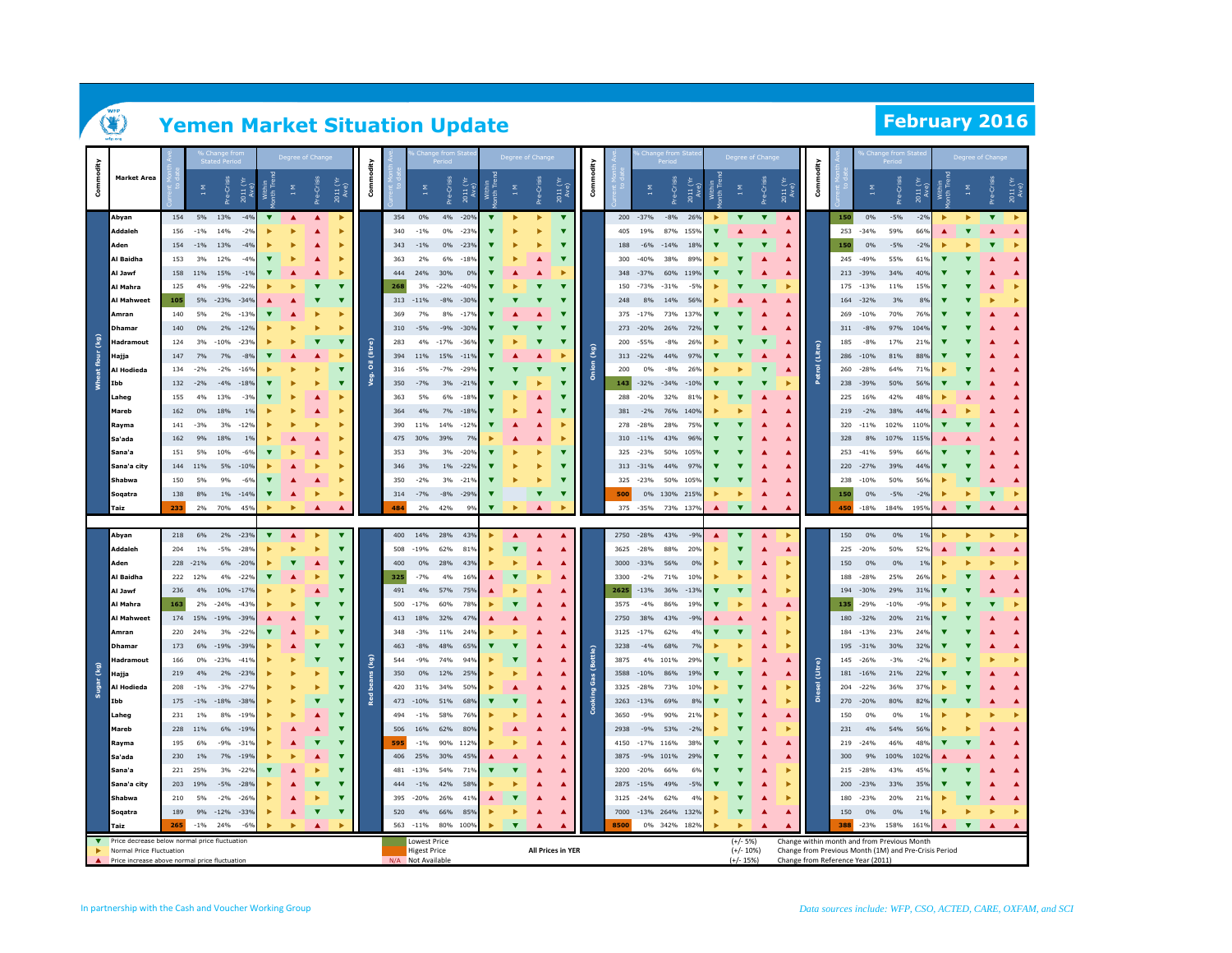# Yemen Market Situation Update

## February 2016

Arrow columns: ▼ = price decrease below normal price fluctuation; ► = normal price fluctuation; ▲ = price increase above normal price fluctuation.

### Wheat flour (kg)

| Market Area | Current Month Ave. to date | % Change 1M | % Change Pre-Crisis | % Change 2011 (Yr Ave) | Within Month Trend | Degree 1M | Degree Pre-Crisis | Degree 2011 (Yr Ave) |
|---|---|---|---|---|---|---|---|---|
| Abyan | 154 | 5% | 13% | -4% | ▼ | ▲ | ▲ | ► |
| Addaleh | 156 | -1% | 14% | -2% | ► | ► | ▲ | ► |
| Aden | 154 | -1% | 13% | -4% | ► | ► | ▲ | ► |
| Al Baidha | 153 | 3% | 12% | -4% | ▼ | ► | ▲ | ► |
| Al Jawf | 158 | 11% | 15% | -1% | ▼ | ▲ | ▲ | ► |
| Al Mahra | 125 | 4% | -9% | -22% | ► | ► | ▼ | ▼ |
| Al Mahweet | 105 | 5% | -23% | -34% | ▲ | ▲ | ▼ | ▼ |
| Amran | 140 | 5% | 2% | -13% | ▼ | ▲ | ► | ► |
| Dhamar | 140 | 0% | 2% | -12% | ► | ► | ► | ► |
| Hadramout | 124 | 3% | -10% | -23% | ► | ► | ▼ | ▼ |
| Hajja | 147 | 7% | 7% | -8% | ▼ | ▲ | ▲ | ► |
| Al Hodieda | 134 | -2% | -2% | -16% | ► | ► | ► | ▼ |
| Ibb | 132 | -2% | -4% | -18% | ▼ | ► | ► | ▼ |
| Laheg | 155 | 4% | 13% | -3% | ▼ | ► | ▲ | ► |
| Mareb | 162 | 0% | 18% | 1% | ► | ► | ▲ | ► |
| Rayma | 141 | -3% | 3% | -12% | ► | ► | ► | ► |
| Sa'ada | 162 | 9% | 18% | 1% | ► | ▲ | ▲ | ► |
| Sana'a | 151 | 5% | 10% | -6% | ▼ | ► | ▲ | ► |
| Sana'a city | 144 | 11% | 5% | -10% | ► | ▲ | ► | ► |
| Shabwa | 150 | 5% | 9% | -6% | ▼ | ▲ | ▲ | ► |
| Soqatra | 138 | 8% | 1% | -14% | ▼ | ▲ | ► | ► |
| Taiz | 233 | 2% | 70% | 45% | ► | ► | ▲ | ▲ |

### Veg. Oil (litre)

| Market Area | Current Month Ave. to date | % Change 1M | % Change Pre-Crisis | % Change 2011 (Yr Ave) | Within Month Trend | Degree 1M | Degree Pre-Crisis | Degree 2011 (Yr Ave) |
|---|---|---|---|---|---|---|---|---|
| Abyan | 354 | 0% | 4% | -20% | ▼ | ► | ► | ▼ |
| Addaleh | 340 | -1% | 0% | -23% | ▼ | ► | ► | ▼ |
| Aden | 343 | -1% | 0% | -23% | ▼ | ► | ► | ▼ |
| Al Baidha | 363 | 2% | 6% | -18% | ▼ | ► | ▲ | ▼ |
| Al Jawf | 444 | 24% | 30% | 0% | ▼ | ▲ | ▲ | ► |
| Al Mahra | 268 | 3% | -22% | -40% | ▼ | ► | ▼ | ▼ |
| Al Mahweet | 313 | -11% | -8% | -30% | ▼ | ▼ | ▼ | ▼ |
| Amran | 369 | 7% | 8% | -17% | ▼ | ▲ | ▲ | ▼ |
| Dhamar | 310 | -5% | -9% | -30% | ▼ | ▼ | ▼ | ▼ |
| Hadramout | 283 | 4% | -17% | -36% | ▼ | ► | ▼ | ▼ |
| Hajja | 394 | 11% | 15% | -11% | ▼ | ▲ | ▲ | ► |
| Al Hodieda | 316 | -5% | -7% | -29% | ▼ | ▼ | ▼ | ▼ |
| Ibb | 350 | -7% | 3% | -21% | ▼ | ▼ | ► | ▼ |
| Laheg | 363 | 5% | 6% | -18% | ▼ | ► | ▲ | ▼ |
| Mareb | 364 | 4% | 7% | -18% | ▼ | ► | ▲ | ▼ |
| Rayma | 390 | 11% | 14% | -12% | ▼ | ▲ | ▲ | ► |
| Sa'ada | 475 | 30% | 39% | 7% | ► | ▲ | ▲ | ► |
| Sana'a | 353 | 3% | 3% | -20% | ▼ | ► | ► | ▼ |
| Sana'a city | 346 | 3% | 1% | -22% | ▼ | ► | ► | ▼ |
| Shabwa | 350 | -2% | 3% | -21% | ▼ | ► | ► | ▼ |
| Soqatra | 314 | -7% | -8% | -29% | ▼ | | ▼ | ▼ |
| Taiz | 484 | 2% | 42% | 9% | ▼ | ► | ▲ | ► |

### Onion (kg)

| Market Area | Current Month Ave. to date | % Change 1M | % Change Pre-Crisis | % Change 2011 (Yr Ave) | Within Month Trend | Degree 1M | Degree Pre-Crisis | Degree 2011 (Yr Ave) |
|---|---|---|---|---|---|---|---|---|
| Abyan | 200 | -37% | -8% | 26% | ► | ▼ | ▼ | ▲ |
| Addaleh | 405 | 19% | 87% | 155% | ▼ | ▲ | ▲ | ▲ |
| Aden | 188 | -6% | -14% | 18% | ▼ | ▼ | ▼ | ▲ |
| Al Baidha | 300 | -40% | 38% | 89% | ► | ▼ | ▲ | ▲ |
| Al Jawf | 348 | -37% | 60% | 119% | ▼ | ▼ | ▲ | ▲ |
| Al Mahra | 150 | -73% | -31% | -5% | ► | ▼ | ▼ | ► |
| Al Mahweet | 248 | 8% | 14% | 56% | ► | ▲ | ▲ | ▲ |
| Amran | 375 | -17% | 73% | 137% | ▼ | ▼ | ▲ | ▲ |
| Dhamar | 273 | -20% | 26% | 72% | ▼ | ▼ | ▲ | ▲ |
| Hadramout | 200 | -55% | -8% | 26% | ► | ▼ | ▼ | ▲ |
| Hajja | 313 | -22% | 44% | 97% | ▼ | ▼ | ▲ | ▲ |
| Al Hodieda | 200 | 0% | -8% | 26% | ► | ► | ▼ | ▲ |
| Ibb | 143 | -32% | -34% | -10% | ▼ | ▼ | ▼ | ► |
| Laheg | 288 | -20% | 32% | 81% | ► | ▼ | ▲ | ▲ |
| Mareb | 381 | -2% | 76% | 140% | ► | ► | ▲ | ▲ |
| Rayma | 278 | -28% | 28% | 75% | ▼ | ▼ | ▲ | ▲ |
| Sa'ada | 310 | -11% | 43% | 96% | ▼ | ▼ | ▲ | ▲ |
| Sana'a | 325 | -23% | 50% | 105% | ▼ | ▼ | ▲ | ▲ |
| Sana'a city | 313 | -31% | 44% | 97% | ▼ | ▼ | ▲ | ▲ |
| Shabwa | 325 | -23% | 50% | 105% | ▼ | ▼ | ▲ | ▲ |
| Soqatra | 500 | 0% | 130% | 215% | ► | ► | ▲ | ▲ |
| Taiz | 375 | -35% | 73% | 137% | ▲ | ▼ | ▲ | ▲ |

### Petrol (Litre)

| Market Area | Current Month Ave. to date | % Change 1M | % Change Pre-Crisis | % Change 2011 (Yr Ave) | Within Month Trend | Degree 1M | Degree Pre-Crisis | Degree 2011 (Yr Ave) |
|---|---|---|---|---|---|---|---|---|
| Abyan | 150 | 0% | -5% | -2% | ► | ► | ▼ | ► |
| Addaleh | 253 | -34% | 59% | 66% | ▲ | ▼ | ▲ | ▲ |
| Aden | 150 | 0% | -5% | -2% | ► | ► | ▼ | ► |
| Al Baidha | 245 | -49% | 55% | 61% | ▼ | ▼ | ▲ | ▲ |
| Al Jawf | 213 | -39% | 34% | 40% | ▼ | ▼ | ▲ | ▲ |
| Al Mahra | 175 | -13% | 11% | 15% | ▼ | ▼ | ▲ | ► |
| Al Mahweet | 164 | -32% | 3% | 8% | ▼ | ▼ | ► | ► |
| Amran | 269 | -10% | 70% | 76% | ▼ | ▼ | ▲ | ▲ |
| Dhamar | 311 | -8% | 97% | 104% | ▼ | ▼ | ▲ | ▲ |
| Hadramout | 185 | -8% | 17% | 21% | ▼ | ▼ | ▲ | ▲ |
| Hajja | 286 | -10% | 81% | 88% | ▼ | ▼ | ▲ | ▲ |
| Al Hodieda | 260 | -28% | 64% | 71% | ► | ▼ | ▲ | ▲ |
| Ibb | 238 | -39% | 50% | 56% | ▼ | ▼ | ▲ | ▲ |
| Laheg | 225 | 16% | 42% | 48% | ► | ▲ | ▲ | ▲ |
| Mareb | 219 | -2% | 38% | 44% | ▲ | ► | ▲ | ▲ |
| Rayma | 320 | -11% | 102% | 110% | ▼ | ▼ | ▲ | ▲ |
| Sa'ada | 328 | 8% | 107% | 115% | ▲ | ▲ | ▲ | ▲ |
| Sana'a | 253 | -41% | 59% | 66% | ▼ | ▼ | ▲ | ▲ |
| Sana'a city | 220 | -27% | 39% | 44% | ▼ | ▼ | ▲ | ▲ |
| Shabwa | 238 | -10% | 50% | 56% | ► | ▼ | ▲ | ▲ |
| Soqatra | 150 | 0% | -5% | -2% | ► | ► | ▼ | ► |
| Taiz | 450 | -18% | 184% | 195% | ▲ | ▼ | ▲ | ▲ |

### Sugar (kg)

| Market Area | Current Month Ave. to date | % Change 1M | % Change Pre-Crisis | % Change 2011 (Yr Ave) | Within Month Trend | Degree 1M | Degree Pre-Crisis | Degree 2011 (Yr Ave) |
|---|---|---|---|---|---|---|---|---|
| Abyan | 218 | 6% | 2% | -23% | ▼ | ▲ | ► | ▼ |
| Addaleh | 204 | 1% | -5% | -28% | ► | ► | ► | ▼ |
| Aden | 228 | -21% | 6% | -20% | ► | ▼ | ▲ | ▼ |
| Al Baidha | 222 | 12% | 4% | -22% | ▼ | ▲ | ► | ▼ |
| Al Jawf | 236 | 4% | 10% | -17% | ► | ► | ▲ | ▼ |
| Al Mahra | 163 | 2% | -24% | -43% | ► | ► | ▼ | ▼ |
| Al Mahweet | 174 | 15% | -19% | -39% | ▲ | ▲ | ▼ | ▼ |
| Amran | 220 | 24% | 3% | -22% | ▼ | ▲ | ► | ▼ |
| Dhamar | 173 | 6% | -19% | -39% | ► | ▲ | ▼ | ▼ |
| Hadramout | 166 | 0% | -23% | -41% | ► | ► | ▼ | ▼ |
| Hajja | 219 | 4% | 2% | -23% | ► | ► | ► | ▼ |
| Al Hodieda | 208 | -1% | -3% | -27% | ► | ► | ► | ▼ |
| Ibb | 175 | -1% | -18% | -38% | ► | ► | ▼ | ▼ |
| Laheg | 231 | 1% | 8% | -19% | ► | ► | ▲ | ▼ |
| Mareb | 228 | 11% | 6% | -19% | ► | ▲ | ▲ | ▼ |
| Rayma | 195 | 6% | -9% | -31% | ► | ▲ | ▼ | ▼ |
| Sa'ada | 230 | 1% | 7% | -19% | ► | ► | ▲ | ▼ |
| Sana'a | 221 | 25% | 3% | -22% | ▼ | ▲ | ► | ▼ |
| Sana'a city | 203 | 19% | -5% | -28% | ► | ▲ | ▼ | ▼ |
| Shabwa | 210 | 5% | -2% | -26% | ► | ▲ | ► | ▼ |
| Soqatra | 189 | 9% | -12% | -33% | ► | ▲ | ▼ | ▼ |
| Taiz | 265 | -1% | 24% | -6% | ► | ► | ▲ | ► |

### Red beans (kg)

| Market Area | Current Month Ave. to date | % Change 1M | % Change Pre-Crisis | % Change 2011 (Yr Ave) | Within Month Trend | Degree 1M | Degree Pre-Crisis | Degree 2011 (Yr Ave) |
|---|---|---|---|---|---|---|---|---|
| Abyan | 400 | 14% | 28% | 43% | ► | ▲ | ▲ | ▲ |
| Addaleh | 508 | -19% | 62% | 81% | ► | ▼ | ▲ | ▲ |
| Aden | 400 | 0% | 28% | 43% | ► | ► | ▲ | ▲ |
| Al Baidha | 325 | -7% | 4% | 16% | ▲ | ▼ | ► | ▲ |
| Al Jawf | 491 | 4% | 57% | 75% | ▲ | ► | ▲ | ▲ |
| Al Mahra | 500 | -17% | 60% | 78% | ► | ▼ | ▲ | ▲ |
| Al Mahweet | 413 | 18% | 32% | 47% | ▲ | ▲ | ▲ | ▲ |
| Amran | 348 | -3% | 11% | 24% | ► | ► | ▲ | ▲ |
| Dhamar | 463 | -8% | 48% | 65% | ▼ | ▼ | ▲ | ▲ |
| Hadramout | 544 | -9% | 74% | 94% | ► | ▼ | ▲ | ▲ |
| Hajja | 350 | 0% | 12% | 25% | ► | ► | ▲ | ▲ |
| Al Hodieda | 420 | 31% | 34% | 50% | ► | ▲ | ▲ | ▲ |
| Ibb | 473 | -10% | 51% | 68% | ▼ | ▼ | ▲ | ▲ |
| Laheg | 494 | -1% | 58% | 76% | ► | ► | ▲ | ▲ |
| Mareb | 506 | 16% | 62% | 80% | ► | ▲ | ▲ | ▲ |
| Rayma | 595 | -1% | 90% | 112% | ► | ► | ▲ | ▲ |
| Sa'ada | 406 | 25% | 30% | 45% | ▲ | ▲ | ▲ | ▲ |
| Sana'a | 481 | -13% | 54% | 71% | ▼ | ▼ | ▲ | ▲ |
| Sana'a city | 444 | -1% | 42% | 58% | ► | ► | ▲ | ▲ |
| Shabwa | 395 | -20% | 26% | 41% | ▲ | ▼ | ▲ | ▲ |
| Soqatra | 520 | 4% | 66% | 85% | ► | ► | ▲ | ▲ |
| Taiz | 563 | -11% | 80% | 100% | ► | ▼ | ▲ | ▲ |

### Cooking Gas (Bottle)

| Market Area | Current Month Ave. to date | % Change 1M | % Change Pre-Crisis | % Change 2011 (Yr Ave) | Within Month Trend | Degree 1M | Degree Pre-Crisis | Degree 2011 (Yr Ave) |
|---|---|---|---|---|---|---|---|---|
| Abyan | 2750 | -28% | 43% | -9% | ▲ | ▼ | ▲ | ► |
| Addaleh | 3625 | -28% | 88% | 20% | ► | ▼ | ▲ | ▲ |
| Aden | 3000 | -33% | 56% | 0% | ► | ▼ | ▲ | ► |
| Al Baidha | 3300 | -2% | 71% | 10% | ► | ► | ▲ | ► |
| Al Jawf | 2625 | -13% | 36% | -13% | ▼ | ▼ | ▲ | ► |
| Al Mahra | 3575 | -4% | 86% | 19% | ► | ► | ▲ | ▲ |
| Al Mahweet | 2750 | 38% | 43% | -9% | ▲ | ▲ | ▲ | ► |
| Amran | 3125 | -17% | 62% | 4% | ▼ | ▼ | ▲ | ► |
| Dhamar | 3238 | -4% | 68% | 7% | ► | ► | ▲ | ► |
| Hadramout | 3875 | 4% | 101% | 29% | ▼ | ► | ▲ | ▲ |
| Hajja | 3588 | -10% | 86% | 19% | ▼ | ▼ | ▲ | ▲ |
| Al Hodieda | 3325 | -28% | 73% | 10% | ► | ▼ | ▲ | ► |
| Ibb | 3263 | -13% | 69% | 8% | ▼ | ▼ | ▲ | ► |
| Laheg | 3650 | -9% | 90% | 21% | ► | ▼ | ▲ | ▲ |
| Mareb | 2938 | -9% | 53% | -2% | ► | ▼ | ▲ | ► |
| Rayma | 4150 | -17% | 116% | 38% | ▼ | ▼ | ▲ | ▲ |
| Sa'ada | 3875 | -9% | 101% | 29% | ▼ | ▼ | ▲ | ▲ |
| Sana'a | 3200 | -20% | 66% | 6% | ▼ | ▼ | ▲ | ► |
| Sana'a city | 2875 | -15% | 49% | -5% | ▼ | ▼ | ▲ | ► |
| Shabwa | 3125 | -24% | 62% | 4% | ► | ▼ | ▲ | ► |
| Soqatra | 7000 | -13% | 264% | 132% | ► | ▼ | ▲ | ▲ |
| Taiz | 8500 | 0% | 342% | 182% | ► | ► | ▲ | ▲ |

### Diesel (Litre)

| Market Area | Current Month Ave. to date | % Change 1M | % Change Pre-Crisis | % Change 2011 (Yr Ave) | Within Month Trend | Degree 1M | Degree Pre-Crisis | Degree 2011 (Yr Ave) |
|---|---|---|---|---|---|---|---|---|
| Abyan | 150 | 0% | 0% | 1% | ► | ► | ► | ► |
| Addaleh | 225 | -20% | 50% | 52% | ▲ | ▼ | ▲ | ▲ |
| Aden | 150 | 0% | 0% | 1% | ► | ► | ► | ► |
| Al Baidha | 188 | -28% | 25% | 26% | ► | ▼ | ▲ | ▲ |
| Al Jawf | 194 | -30% | 29% | 31% | ▼ | ▼ | ▲ | ▲ |
| Al Mahra | 135 | -29% | -10% | -9% | ► | ▼ | ▼ | ► |
| Al Mahweet | 180 | -32% | 20% | 21% | ▼ | ▼ | ▲ | ▲ |
| Amran | 184 | -13% | 23% | 24% | ▼ | ▼ | ▲ | ▲ |
| Dhamar | 195 | -31% | 30% | 32% | ▼ | ▼ | ▲ | ▲ |
| Hadramout | 145 | -26% | -3% | -2% | ► | ▼ | ► | ► |
| Hajja | 181 | -16% | 21% | 22% | ▼ | ▼ | ▲ | ▲ |
| Al Hodieda | 204 | -22% | 36% | 37% | ► | ▼ | ▲ | ▲ |
| Ibb | 270 | -20% | 80% | 82% | ▼ | ▼ | ▲ | ▲ |
| Laheg | 150 | 0% | 0% | 1% | ► | ► | ► | ► |
| Mareb | 231 | 4% | 54% | 56% | ► | ► | ▲ | ▲ |
| Rayma | 219 | -24% | 46% | 48% | ▼ | ▼ | ▲ | ▲ |
| Sa'ada | 300 | 9% | 100% | 102% | ▲ | ▲ | ▲ | ▲ |
| Sana'a | 215 | -28% | 43% | 45% | ▼ | ▼ | ▲ | ▲ |
| Sana'a city | 200 | -23% | 33% | 35% | ▼ | ▼ | ▲ | ▲ |
| Shabwa | 180 | -23% | 20% | 21% | ► | ▼ | ▲ | ▲ |
| Soqatra | 150 | 0% | 0% | 1% | ► | ► | ► | ► |
| Taiz | 388 | -23% | 158% | 161% | ▲ | ▼ | ▲ | ▲ |

▼ Price decrease below normal price fluctuation
► Normal Price Fluctuation
▲ Price increase above normal price fluctuation

Lowest Price
Higest Price
N/A Not Available

All Prices in YER

(+/- 5%) Change within month and from Previous Month
(+/- 10%) Change from Previous Month (1M) and Pre-Crisis Period
(+/- 15%) Change from Reference Year (2011)

In partnership with the Cash and Voucher Working Group

*Data sources include: WFP, CSO, ACTED, CARE, OXFAM, and SCI*